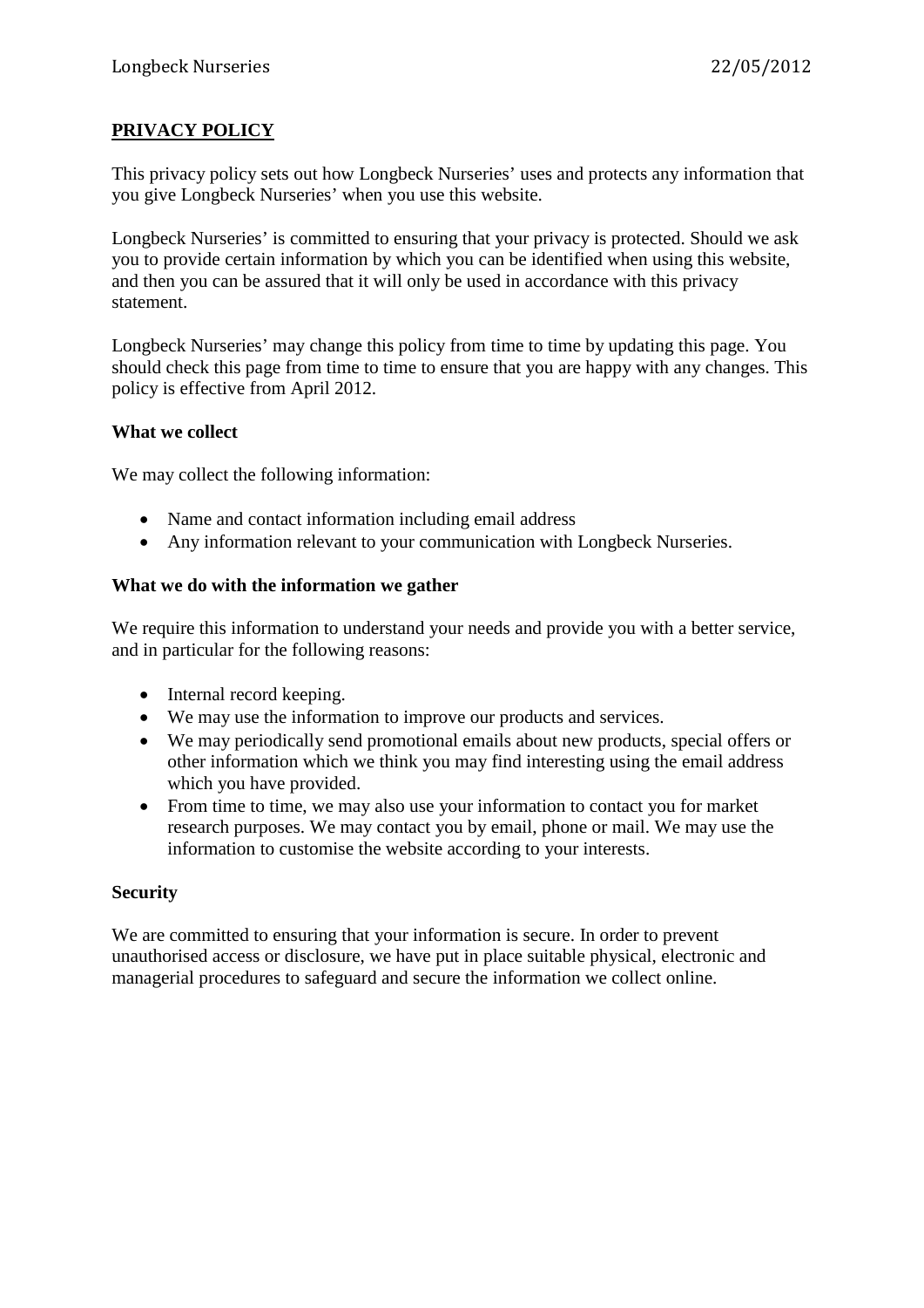## PRIVACY POLICY

This privacy policy sets out how Longbeck Nurseries' uses and protects any information that you give Longbeck Nurseries' when you use this website.

Longbeck Nurseries' is committed to ensuring that your privacy is protected. Should we ask you to provide certain information by which you can be identified when using this website, and then you can be assured that it will only be used in accordance with this privacy statement.

Longbeck Nurseries' may change this policy from time to time by updating this page. You should check this page from time to time to ensure that you are happy with any changes. This policy is effective from April 2012.

### What we collect

We may collect the following information:

- Name and contact information including email address
- Any information relevant to your communication with Longbeck Nurseries.

### What we do with the information we gather

We require this information to understand your needs and provide you with a better service, and in particular for the following reasons:

- Internal record keeping.
- We may use the information to improve our products and services.
- We may periodically send promotional emails about new products, special offers or other information which we think you may find interesting using the email address which you have provided.
- From time to time, we may also use your information to contact you for market research purposes. We may contact you by email, phone or mail. We may use the information to customise the website according to your interests.

### Security

We are committed to ensuring that your information is secure. In order to prevent unauthorised access or disclosure, we have put in place suitable physical, electronic and managerial procedures to safeguard and secure the information we collect online.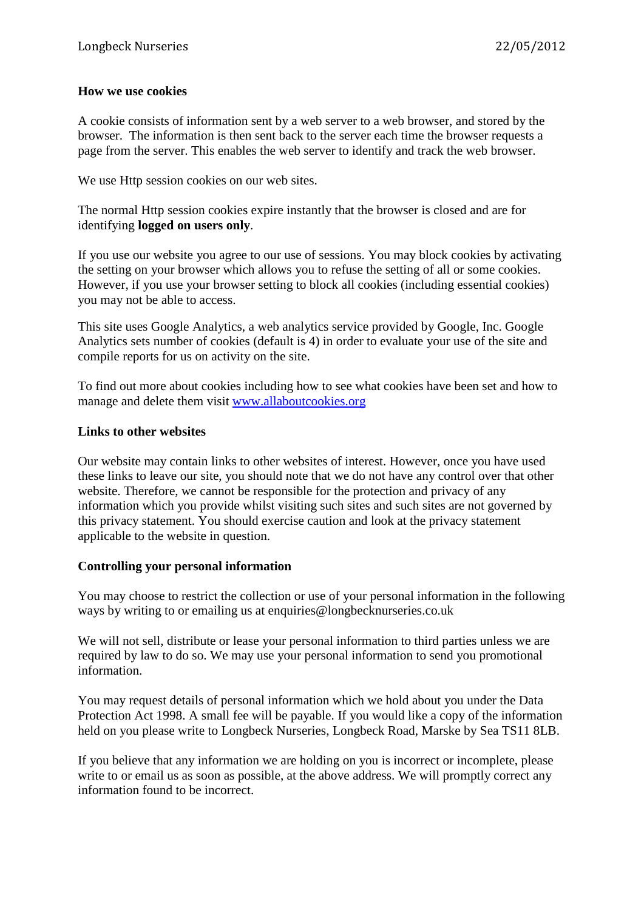**How we use cookies**

A cookie consists of information sent by a web server to a web browser, and stored by the browser. The information is then sent back to the server each time the browser requests a page from the server. This enables the web server to identify and track the web browser.

We use Http session cookies on our web sites.

The normal Http session cookies expire instantly that the browser is closed and are for identifying **logged on users only**.

If you use our website you agree to our use of sessions. You may block cookies by activating the setting on your browser which allows you to refuse the setting of all or some cookies. However, if you use your browser setting to block all cookies (including essential cookies) you may not be able to access.

This site uses Google Analytics, a web analytics service provided by Google, Inc. Google Analytics sets number of cookies (default is 4) in order to evaluate your use of the site and compile reports for us on activity on the site.

To find out more about cookies including how to see what cookies have been set and how to manage and delete them visit [www.allaboutcookies.org](http://www.allaboutcookies.org)

**Links to other websites**

Our website may contain links to other websites of interest. However, once you have used these links to leave our site, you should note that we do not have any control over that other website. Therefore, we cannot be responsible for the protection and privacy of any information which you provide whilst visiting such sites and such sites are not governed by this privacy statement. You should exercise caution and look at the privacy statement applicable to the website in question.

**Controlling your personal information**

You may choose to restrict the collection or use of your personal information in the following ways by writing to or emailing us at enquiries@longbecknurseries.co.uk

We will not sell, distribute or lease your personal information to third parties unless we are required by law to do so. We may use your personal information to send you promotional information.

You may request details of personal information which we hold about you under the Data Protection Act 1998. A small fee will be payable. If you would like a copy of the information held on you please write to Longbeck Nurseries, Longbeck Road, Marske by Sea TS11 8LB.

If you believe that any information we are holding on you is incorrect or incomplete, please write to or email us as soon as possible, at the above address. We will promptly correct any information found to be incorrect.